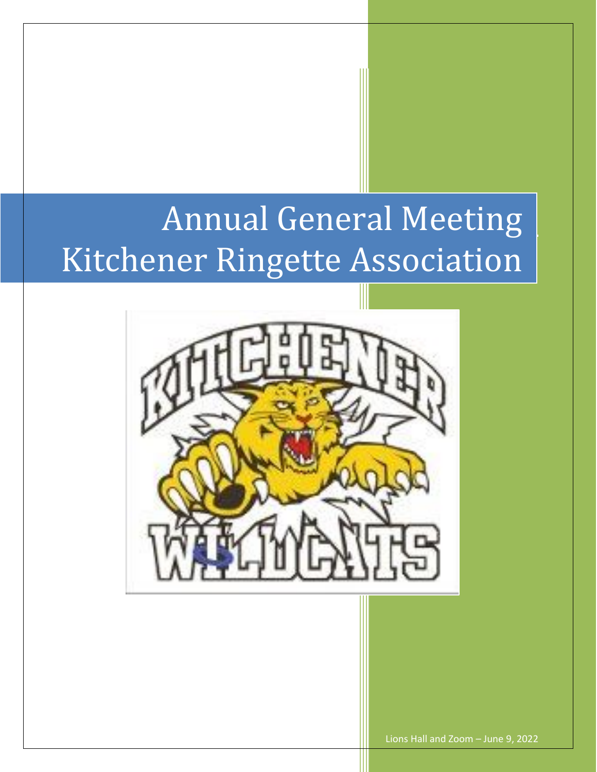# Annual General Meeting
# Kitchener Ringette Association

Lions Hall and Zoom – June 9, 2022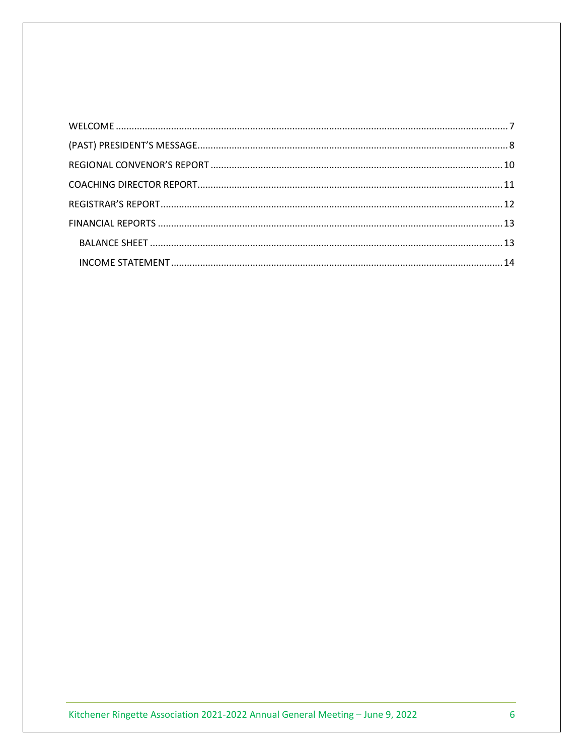WELCOME .......... 7

(PAST) PRESIDENT'S MESSAGE .......... 8

REGIONAL CONVENOR'S REPORT .......... 10

COACHING DIRECTOR REPORT .......... 11

REGISTRAR'S REPORT .......... 12

FINANCIAL REPORTS .......... 13

- BALANCE SHEET .......... 13
- INCOME STATEMENT .......... 14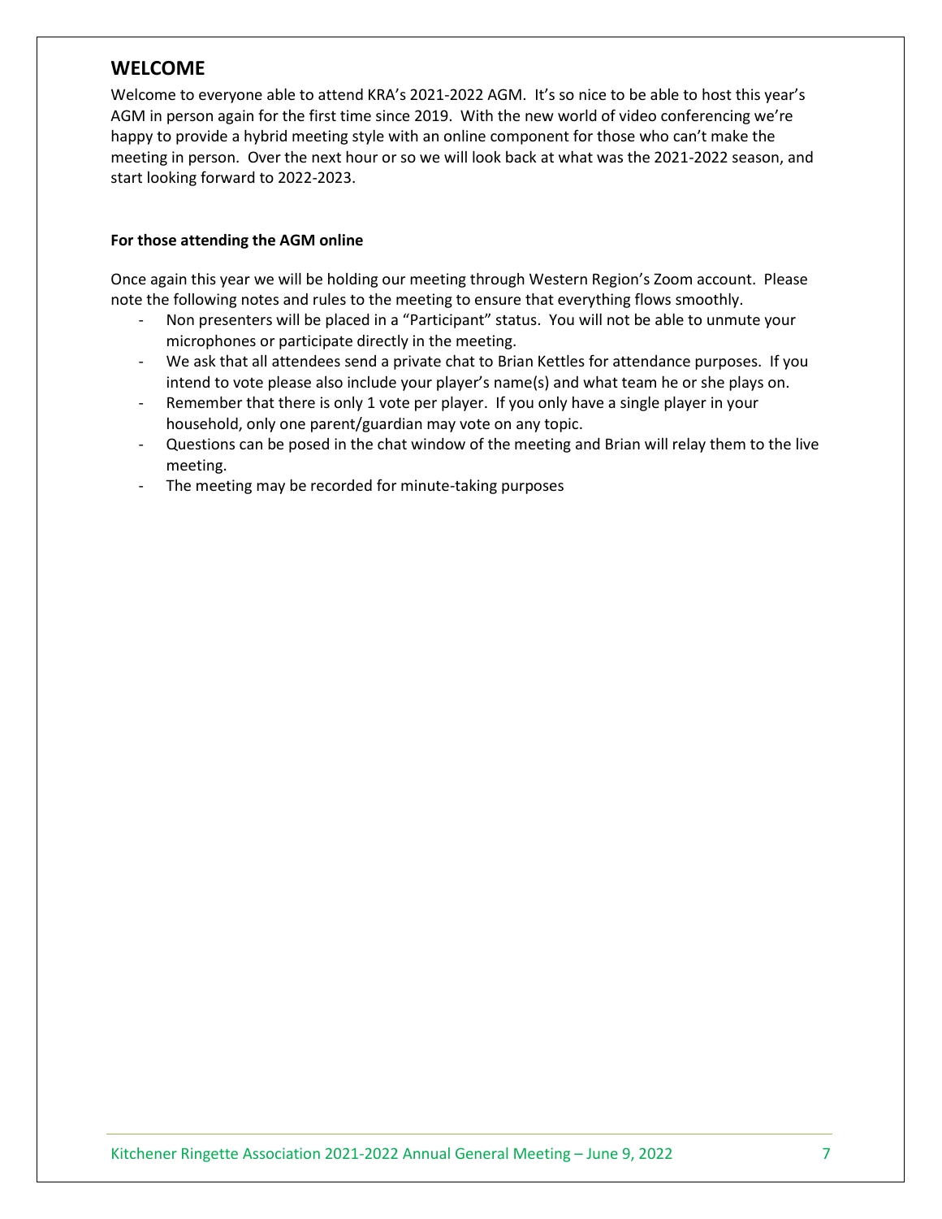## WELCOME

Welcome to everyone able to attend KRA's 2021-2022 AGM. It's so nice to be able to host this year's AGM in person again for the first time since 2019. With the new world of video conferencing we're happy to provide a hybrid meeting style with an online component for those who can't make the meeting in person. Over the next hour or so we will look back at what was the 2021-2022 season, and start looking forward to 2022-2023.

**For those attending the AGM online**

Once again this year we will be holding our meeting through Western Region's Zoom account. Please note the following notes and rules to the meeting to ensure that everything flows smoothly.

- Non presenters will be placed in a "Participant" status. You will not be able to unmute your microphones or participate directly in the meeting.
- We ask that all attendees send a private chat to Brian Kettles for attendance purposes. If you intend to vote please also include your player's name(s) and what team he or she plays on.
- Remember that there is only 1 vote per player. If you only have a single player in your household, only one parent/guardian may vote on any topic.
- Questions can be posed in the chat window of the meeting and Brian will relay them to the live meeting.
- The meeting may be recorded for minute-taking purposes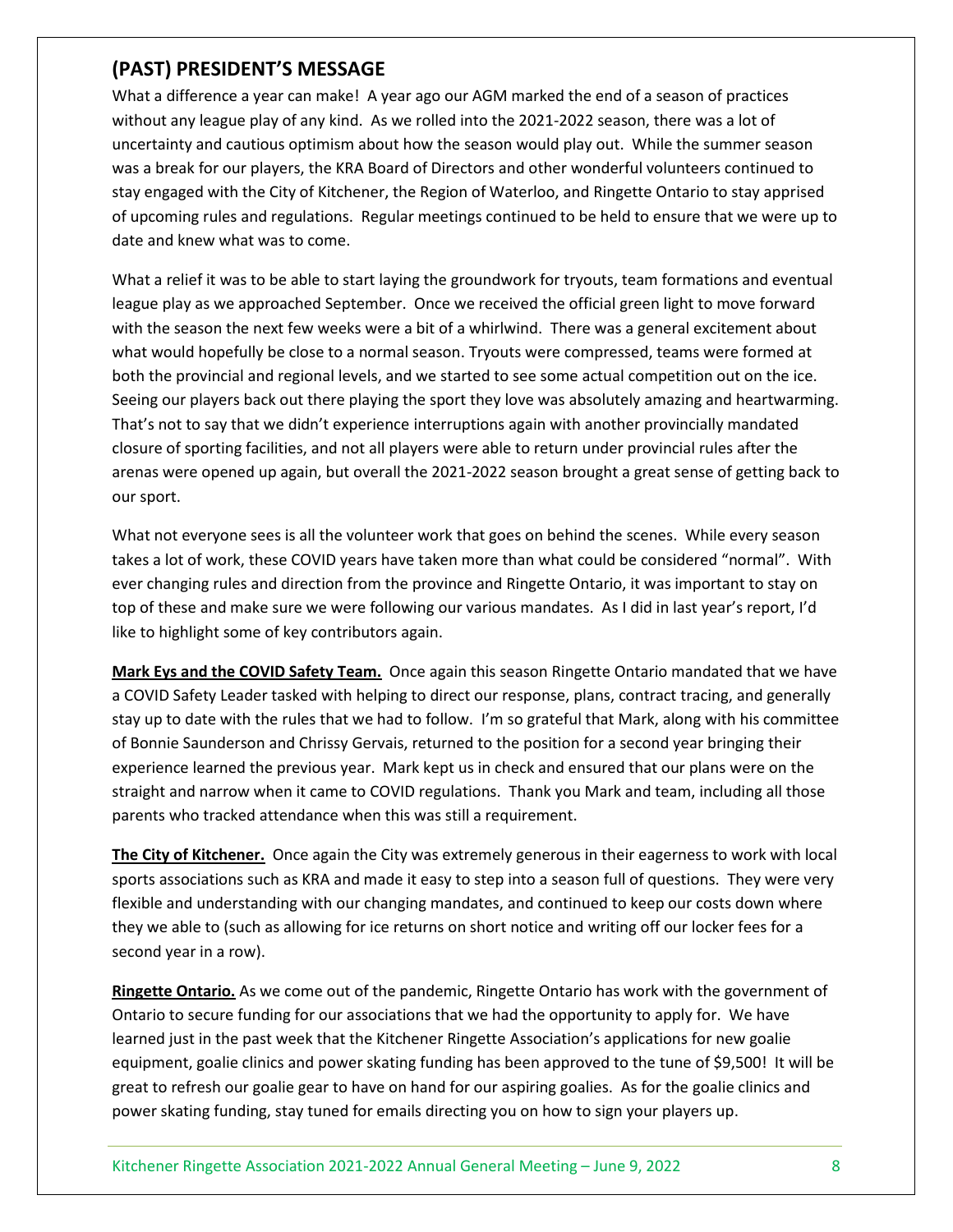## (PAST) PRESIDENT'S MESSAGE

What a difference a year can make! A year ago our AGM marked the end of a season of practices without any league play of any kind. As we rolled into the 2021-2022 season, there was a lot of uncertainty and cautious optimism about how the season would play out. While the summer season was a break for our players, the KRA Board of Directors and other wonderful volunteers continued to stay engaged with the City of Kitchener, the Region of Waterloo, and Ringette Ontario to stay apprised of upcoming rules and regulations. Regular meetings continued to be held to ensure that we were up to date and knew what was to come.

What a relief it was to be able to start laying the groundwork for tryouts, team formations and eventual league play as we approached September. Once we received the official green light to move forward with the season the next few weeks were a bit of a whirlwind. There was a general excitement about what would hopefully be close to a normal season. Tryouts were compressed, teams were formed at both the provincial and regional levels, and we started to see some actual competition out on the ice. Seeing our players back out there playing the sport they love was absolutely amazing and heartwarming. That's not to say that we didn't experience interruptions again with another provincially mandated closure of sporting facilities, and not all players were able to return under provincial rules after the arenas were opened up again, but overall the 2021-2022 season brought a great sense of getting back to our sport.

What not everyone sees is all the volunteer work that goes on behind the scenes. While every season takes a lot of work, these COVID years have taken more than what could be considered "normal". With ever changing rules and direction from the province and Ringette Ontario, it was important to stay on top of these and make sure we were following our various mandates. As I did in last year's report, I'd like to highlight some of key contributors again.

**Mark Eys and the COVID Safety Team.** Once again this season Ringette Ontario mandated that we have a COVID Safety Leader tasked with helping to direct our response, plans, contract tracing, and generally stay up to date with the rules that we had to follow. I'm so grateful that Mark, along with his committee of Bonnie Saunderson and Chrissy Gervais, returned to the position for a second year bringing their experience learned the previous year. Mark kept us in check and ensured that our plans were on the straight and narrow when it came to COVID regulations. Thank you Mark and team, including all those parents who tracked attendance when this was still a requirement.

**The City of Kitchener.** Once again the City was extremely generous in their eagerness to work with local sports associations such as KRA and made it easy to step into a season full of questions. They were very flexible and understanding with our changing mandates, and continued to keep our costs down where they we able to (such as allowing for ice returns on short notice and writing off our locker fees for a second year in a row).

**Ringette Ontario.** As we come out of the pandemic, Ringette Ontario has work with the government of Ontario to secure funding for our associations that we had the opportunity to apply for. We have learned just in the past week that the Kitchener Ringette Association's applications for new goalie equipment, goalie clinics and power skating funding has been approved to the tune of $9,500! It will be great to refresh our goalie gear to have on hand for our aspiring goalies. As for the goalie clinics and power skating funding, stay tuned for emails directing you on how to sign your players up.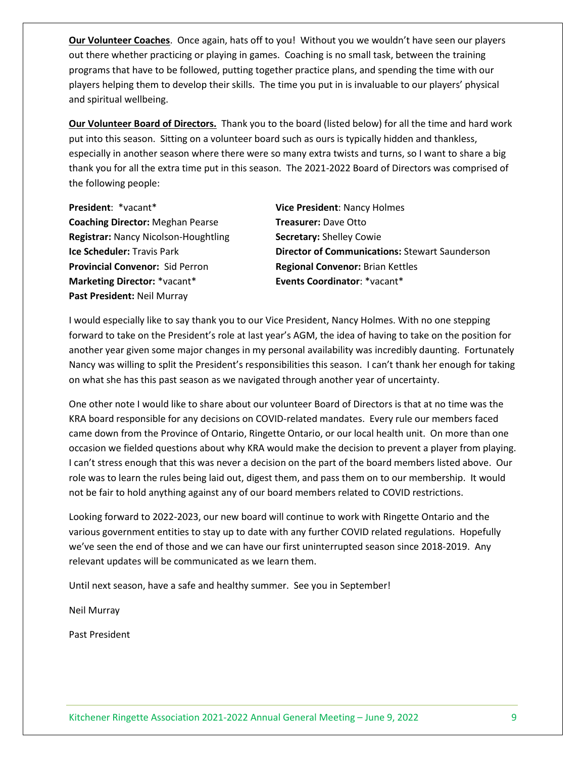**Our Volunteer Coaches**. Once again, hats off to you! Without you we wouldn't have seen our players out there whether practicing or playing in games. Coaching is no small task, between the training programs that have to be followed, putting together practice plans, and spending the time with our players helping them to develop their skills. The time you put in is invaluable to our players' physical and spiritual wellbeing.

**Our Volunteer Board of Directors.** Thank you to the board (listed below) for all the time and hard work put into this season. Sitting on a volunteer board such as ours is typically hidden and thankless, especially in another season where there were so many extra twists and turns, so I want to share a big thank you for all the extra time put in this season. The 2021-2022 Board of Directors was comprised of the following people:

**President**: *vacant*
**Vice President**: Nancy Holmes
**Coaching Director:** Meghan Pearse
**Treasurer:** Dave Otto
**Registrar:** Nancy Nicolson-Houghtling
**Secretary:** Shelley Cowie
**Ice Scheduler:** Travis Park
**Director of Communications:** Stewart Saunderson
**Provincial Convenor:** Sid Perron
**Regional Convenor:** Brian Kettles
**Marketing Director:** *vacant*
**Events Coordinator**: *vacant*
**Past President:** Neil Murray

I would especially like to say thank you to our Vice President, Nancy Holmes. With no one stepping forward to take on the President's role at last year's AGM, the idea of having to take on the position for another year given some major changes in my personal availability was incredibly daunting. Fortunately Nancy was willing to split the President's responsibilities this season. I can't thank her enough for taking on what she has this past season as we navigated through another year of uncertainty.

One other note I would like to share about our volunteer Board of Directors is that at no time was the KRA board responsible for any decisions on COVID-related mandates. Every rule our members faced came down from the Province of Ontario, Ringette Ontario, or our local health unit. On more than one occasion we fielded questions about why KRA would make the decision to prevent a player from playing. I can't stress enough that this was never a decision on the part of the board members listed above. Our role was to learn the rules being laid out, digest them, and pass them on to our membership. It would not be fair to hold anything against any of our board members related to COVID restrictions.

Looking forward to 2022-2023, our new board will continue to work with Ringette Ontario and the various government entities to stay up to date with any further COVID related regulations. Hopefully we've seen the end of those and we can have our first uninterrupted season since 2018-2019. Any relevant updates will be communicated as we learn them.

Until next season, have a safe and healthy summer. See you in September!

Neil Murray

Past President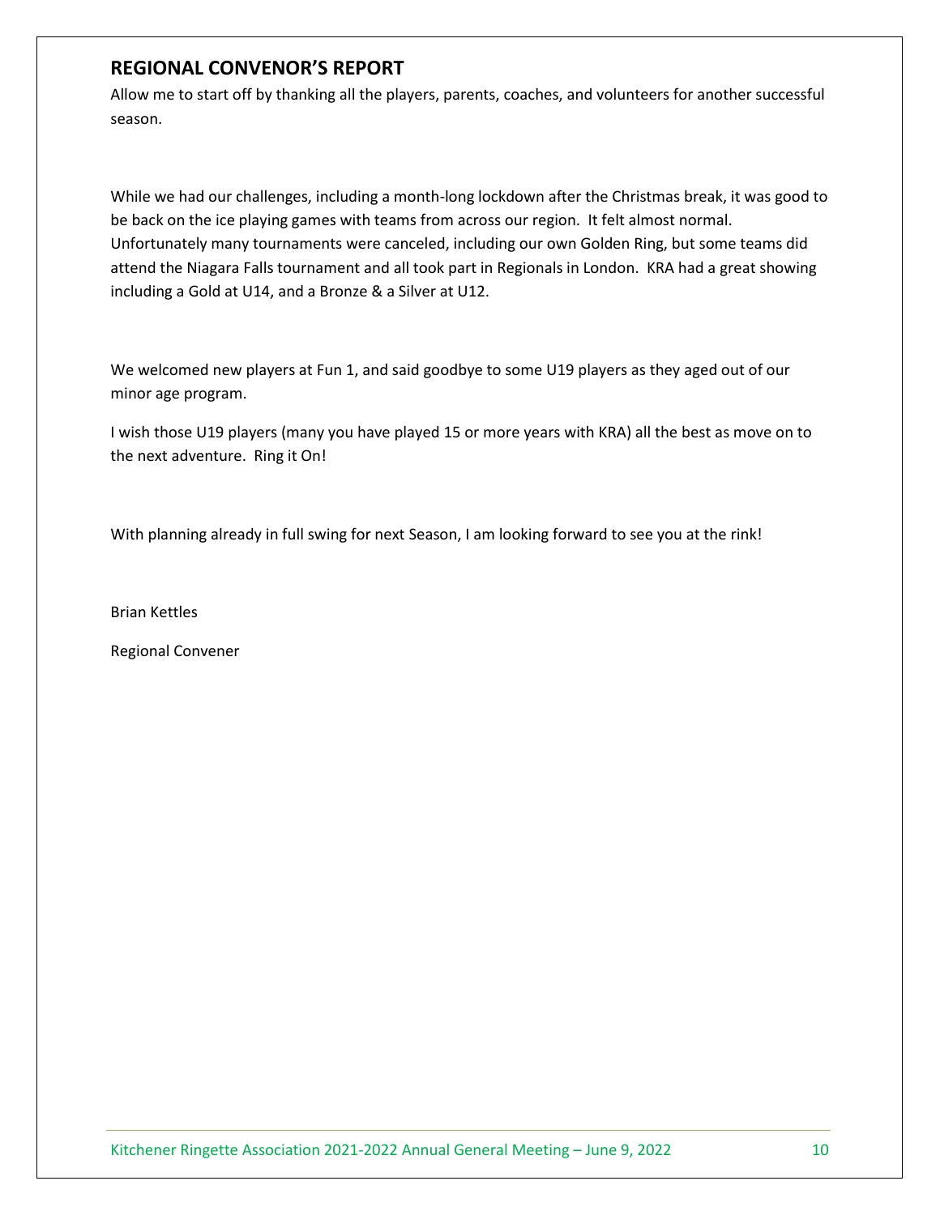## REGIONAL CONVENOR'S REPORT

Allow me to start off by thanking all the players, parents, coaches, and volunteers for another successful season.

While we had our challenges, including a month-long lockdown after the Christmas break, it was good to be back on the ice playing games with teams from across our region. It felt almost normal. Unfortunately many tournaments were canceled, including our own Golden Ring, but some teams did attend the Niagara Falls tournament and all took part in Regionals in London. KRA had a great showing including a Gold at U14, and a Bronze & a Silver at U12.

We welcomed new players at Fun 1, and said goodbye to some U19 players as they aged out of our minor age program.

I wish those U19 players (many you have played 15 or more years with KRA) all the best as move on to the next adventure. Ring it On!

With planning already in full swing for next Season, I am looking forward to see you at the rink!

Brian Kettles

Regional Convener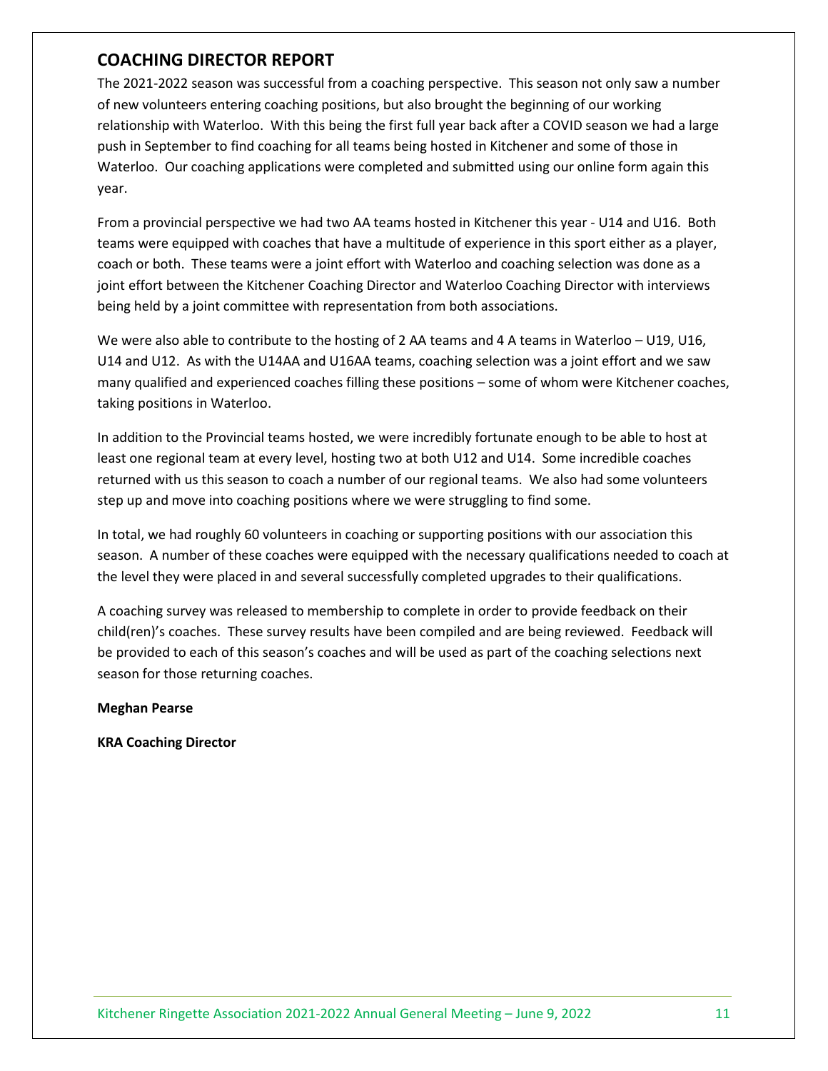## COACHING DIRECTOR REPORT

The 2021-2022 season was successful from a coaching perspective. This season not only saw a number of new volunteers entering coaching positions, but also brought the beginning of our working relationship with Waterloo. With this being the first full year back after a COVID season we had a large push in September to find coaching for all teams being hosted in Kitchener and some of those in Waterloo. Our coaching applications were completed and submitted using our online form again this year.

From a provincial perspective we had two AA teams hosted in Kitchener this year - U14 and U16. Both teams were equipped with coaches that have a multitude of experience in this sport either as a player, coach or both. These teams were a joint effort with Waterloo and coaching selection was done as a joint effort between the Kitchener Coaching Director and Waterloo Coaching Director with interviews being held by a joint committee with representation from both associations.

We were also able to contribute to the hosting of 2 AA teams and 4 A teams in Waterloo – U19, U16, U14 and U12. As with the U14AA and U16AA teams, coaching selection was a joint effort and we saw many qualified and experienced coaches filling these positions – some of whom were Kitchener coaches, taking positions in Waterloo.

In addition to the Provincial teams hosted, we were incredibly fortunate enough to be able to host at least one regional team at every level, hosting two at both U12 and U14. Some incredible coaches returned with us this season to coach a number of our regional teams. We also had some volunteers step up and move into coaching positions where we were struggling to find some.

In total, we had roughly 60 volunteers in coaching or supporting positions with our association this season. A number of these coaches were equipped with the necessary qualifications needed to coach at the level they were placed in and several successfully completed upgrades to their qualifications.

A coaching survey was released to membership to complete in order to provide feedback on their child(ren)'s coaches. These survey results have been compiled and are being reviewed. Feedback will be provided to each of this season's coaches and will be used as part of the coaching selections next season for those returning coaches.

**Meghan Pearse**

**KRA Coaching Director**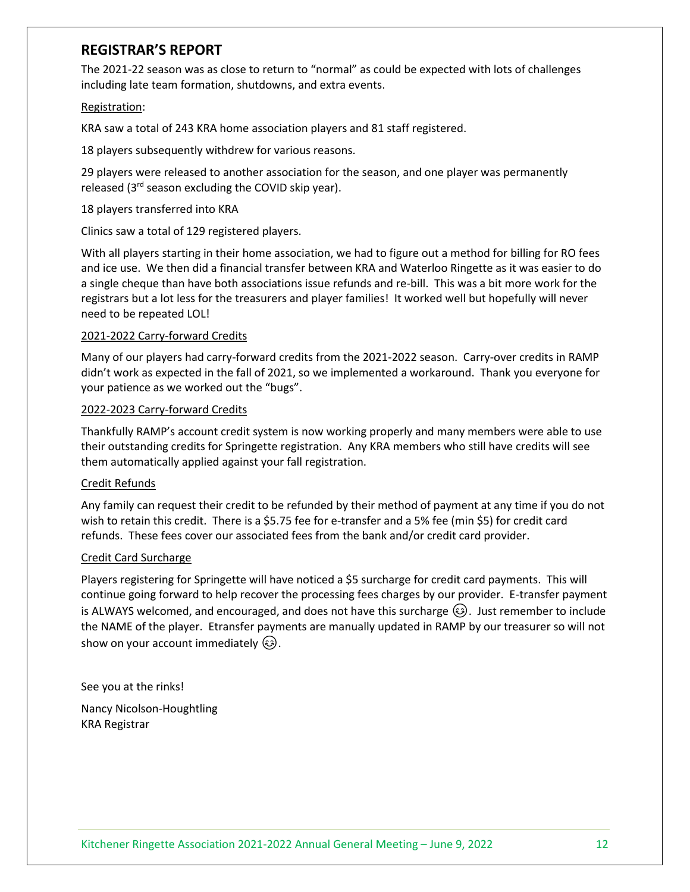## REGISTRAR'S REPORT

The 2021-22 season was as close to return to "normal" as could be expected with lots of challenges including late team formation, shutdowns, and extra events.

Registration:

KRA saw a total of 243 KRA home association players and 81 staff registered.

18 players subsequently withdrew for various reasons.

29 players were released to another association for the season, and one player was permanently released (3rd season excluding the COVID skip year).

18 players transferred into KRA

Clinics saw a total of 129 registered players.

With all players starting in their home association, we had to figure out a method for billing for RO fees and ice use. We then did a financial transfer between KRA and Waterloo Ringette as it was easier to do a single cheque than have both associations issue refunds and re-bill. This was a bit more work for the registrars but a lot less for the treasurers and player families! It worked well but hopefully will never need to be repeated LOL!

2021-2022 Carry-forward Credits

Many of our players had carry-forward credits from the 2021-2022 season. Carry-over credits in RAMP didn't work as expected in the fall of 2021, so we implemented a workaround. Thank you everyone for your patience as we worked out the "bugs".

2022-2023 Carry-forward Credits

Thankfully RAMP's account credit system is now working properly and many members were able to use their outstanding credits for Springette registration. Any KRA members who still have credits will see them automatically applied against your fall registration.

Credit Refunds

Any family can request their credit to be refunded by their method of payment at any time if you do not wish to retain this credit. There is a $5.75 fee for e-transfer and a 5% fee (min $5) for credit card refunds. These fees cover our associated fees from the bank and/or credit card provider.

Credit Card Surcharge

Players registering for Springette will have noticed a $5 surcharge for credit card payments. This will continue going forward to help recover the processing fees charges by our provider. E-transfer payment is ALWAYS welcomed, and encouraged, and does not have this surcharge 😊. Just remember to include the NAME of the player. Etransfer payments are manually updated in RAMP by our treasurer so will not show on your account immediately 😊.

See you at the rinks!

Nancy Nicolson-Houghtling
KRA Registrar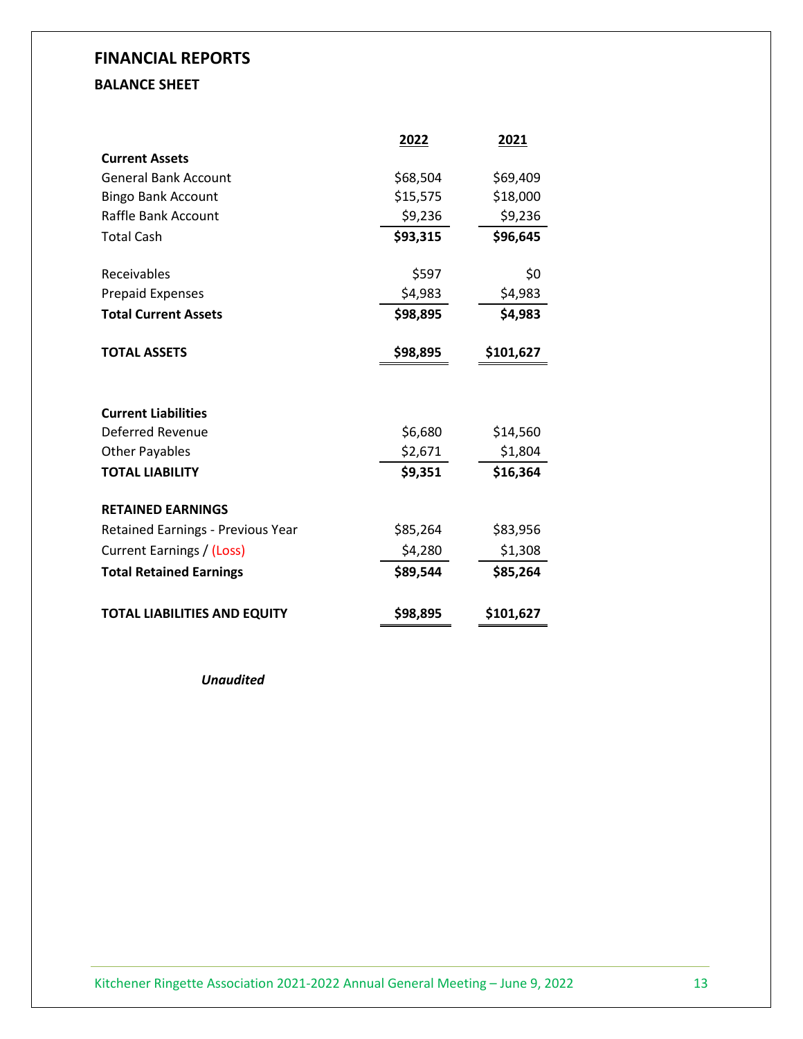# FINANCIAL REPORTS

## BALANCE SHEET

| | 2022 | 2021 |
|---|---|---|
| **Current Assets** | | |
| General Bank Account | $68,504 | $69,409 |
| Bingo Bank Account | $15,575 | $18,000 |
| Raffle Bank Account | $9,236 | $9,236 |
| Total Cash | **$93,315** | **$96,645** |
| | | |
| Receivables | $597 | $0 |
| Prepaid Expenses | $4,983 | $4,983 |
| **Total Current Assets** | **$98,895** | **$4,983** |
| | | |
| **TOTAL ASSETS** | **$98,895** | **$101,627** |
| | | |
| **Current Liabilities** | | |
| Deferred Revenue | $6,680 | $14,560 |
| Other Payables | $2,671 | $1,804 |
| **TOTAL LIABILITY** | **$9,351** | **$16,364** |
| | | |
| **RETAINED EARNINGS** | | |
| Retained Earnings - Previous Year | $85,264 | $83,956 |
| Current Earnings / (Loss) | $4,280 | $1,308 |
| **Total Retained Earnings** | **$89,544** | **$85,264** |
| | | |
| **TOTAL LIABILITIES AND EQUITY** | **$98,895** | **$101,627** |

***Unaudited***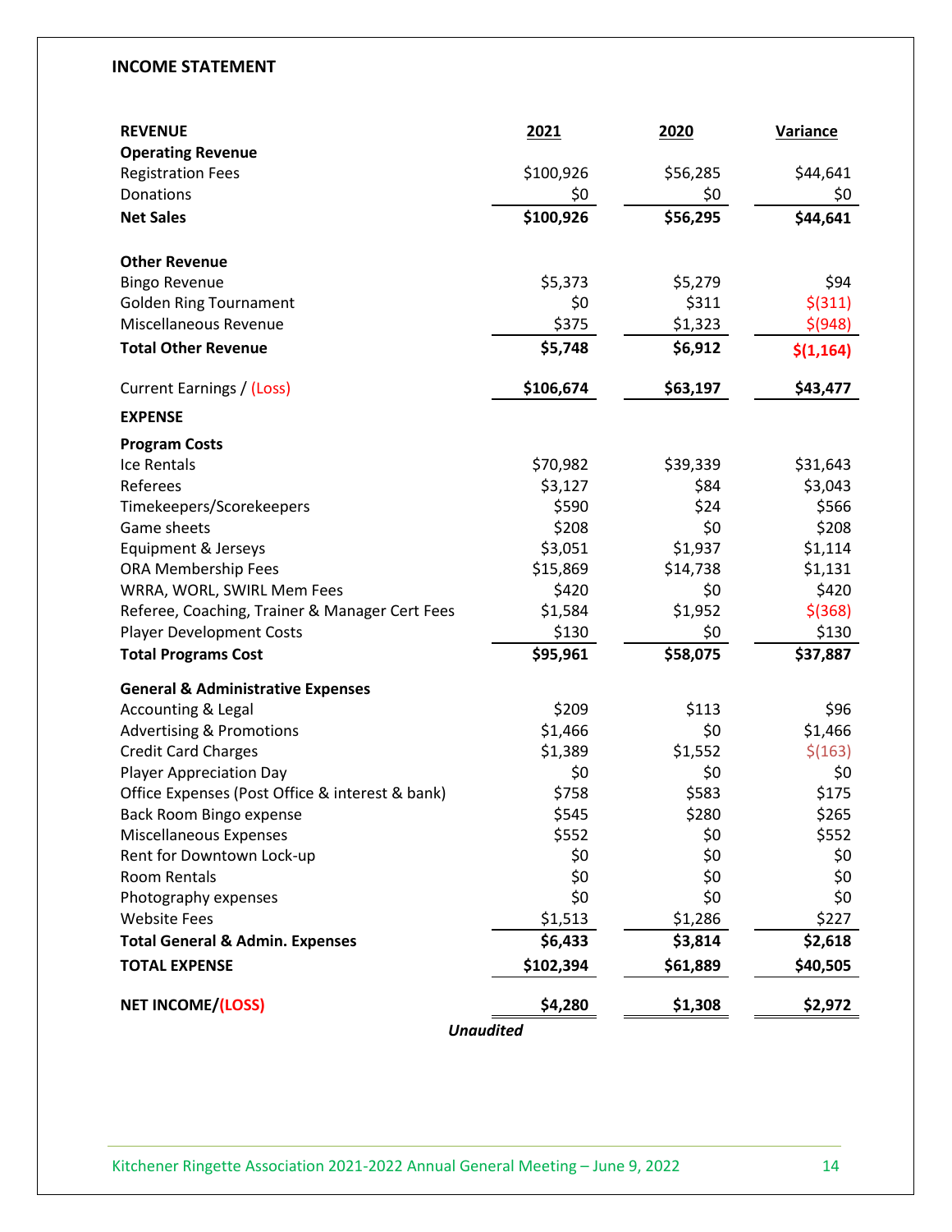## INCOME STATEMENT

| REVENUE | 2021 | 2020 | Variance |
|---|---|---|---|
| **Operating Revenue** | | | |
| Registration Fees | $100,926 | $56,285 | $44,641 |
| Donations | $0 | $0 | $0 |
| **Net Sales** | **$100,926** | **$56,295** | **$44,641** |
| **Other Revenue** | | | |
| Bingo Revenue | $5,373 | $5,279 | $94 |
| Golden Ring Tournament | $0 | $311 | $(311) |
| Miscellaneous Revenue | $375 | $1,323 | $(948) |
| **Total Other Revenue** | **$5,748** | **$6,912** | **$(1,164)** |
| Current Earnings / (Loss) | **$106,674** | **$63,197** | **$43,477** |
| **EXPENSE** | | | |
| **Program Costs** | | | |
| Ice Rentals | $70,982 | $39,339 | $31,643 |
| Referees | $3,127 | $84 | $3,043 |
| Timekeepers/Scorekeepers | $590 | $24 | $566 |
| Game sheets | $208 | $0 | $208 |
| Equipment & Jerseys | $3,051 | $1,937 | $1,114 |
| ORA Membership Fees | $15,869 | $14,738 | $1,131 |
| WRRA, WORL, SWIRL Mem Fees | $420 | $0 | $420 |
| Referee, Coaching, Trainer & Manager Cert Fees | $1,584 | $1,952 | $(368) |
| Player Development Costs | $130 | $0 | $130 |
| **Total Programs Cost** | **$95,961** | **$58,075** | **$37,887** |
| **General & Administrative Expenses** | | | |
| Accounting & Legal | $209 | $113 | $96 |
| Advertising & Promotions | $1,466 | $0 | $1,466 |
| Credit Card Charges | $1,389 | $1,552 | $(163) |
| Player Appreciation Day | $0 | $0 | $0 |
| Office Expenses (Post Office & interest & bank) | $758 | $583 | $175 |
| Back Room Bingo expense | $545 | $280 | $265 |
| Miscellaneous Expenses | $552 | $0 | $552 |
| Rent for Downtown Lock-up | $0 | $0 | $0 |
| Room Rentals | $0 | $0 | $0 |
| Photography expenses | $0 | $0 | $0 |
| Website Fees | $1,513 | $1,286 | $227 |
| **Total General & Admin. Expenses** | **$6,433** | **$3,814** | **$2,618** |
| **TOTAL EXPENSE** | **$102,394** | **$61,889** | **$40,505** |
| **NET INCOME/(LOSS)** | **$4,280** | **$1,308** | **$2,972** |

***Unaudited***